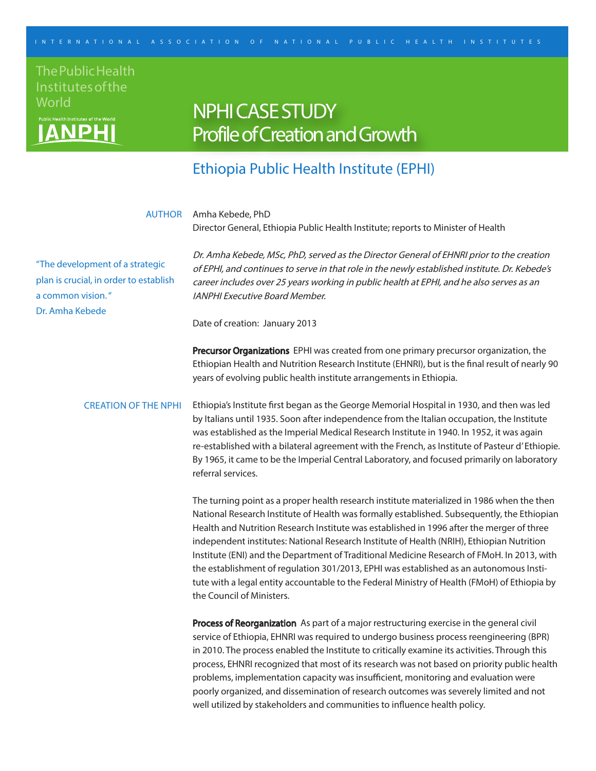INTERNATIONAL ASSOCIATION OF NATIONAL PUBLIC HEALTH INSTITUTES

The Public Health Institutes of the World

IANPHI

# NPHI CASE STUDY
## Profile of Creation and Growth

## Ethiopia Public Health Institute (EPHI)

AUTHOR Amha Kebede, PhD
Director General, Ethiopia Public Health Institute; reports to Minister of Health

*Dr. Amha Kebede, MSc, PhD, served as the Director General of EHNRI prior to the creation of EPHI, and continues to serve in that role in the newly established institute. Dr. Kebede's career includes over 25 years working in public health at EPHI, and he also serves as an IANPHI Executive Board Member.*

"The development of a strategic plan is crucial, in order to establish a common vision."
Dr. Amha Kebede

Date of creation: January 2013

**Precursor Organizations** EPHI was created from one primary precursor organization, the Ethiopian Health and Nutrition Research Institute (EHNRI), but is the final result of nearly 90 years of evolving public health institute arrangements in Ethiopia.

### CREATION OF THE NPHI

Ethiopia's Institute first began as the George Memorial Hospital in 1930, and then was led by Italians until 1935. Soon after independence from the Italian occupation, the Institute was established as the Imperial Medical Research Institute in 1940. In 1952, it was again re-established with a bilateral agreement with the French, as Institute of Pasteur d' Ethiopie. By 1965, it came to be the Imperial Central Laboratory, and focused primarily on laboratory referral services.

The turning point as a proper health research institute materialized in 1986 when the then National Research Institute of Health was formally established. Subsequently, the Ethiopian Health and Nutrition Research Institute was established in 1996 after the merger of three independent institutes: National Research Institute of Health (NRIH), Ethiopian Nutrition Institute (ENI) and the Department of Traditional Medicine Research of FMoH. In 2013, with the establishment of regulation 301/2013, EPHI was established as an autonomous Institute with a legal entity accountable to the Federal Ministry of Health (FMoH) of Ethiopia by the Council of Ministers.

**Process of Reorganization** As part of a major restructuring exercise in the general civil service of Ethiopia, EHNRI was required to undergo business process reengineering (BPR) in 2010. The process enabled the Institute to critically examine its activities. Through this process, EHNRI recognized that most of its research was not based on priority public health problems, implementation capacity was insufficient, monitoring and evaluation were poorly organized, and dissemination of research outcomes was severely limited and not well utilized by stakeholders and communities to influence health policy.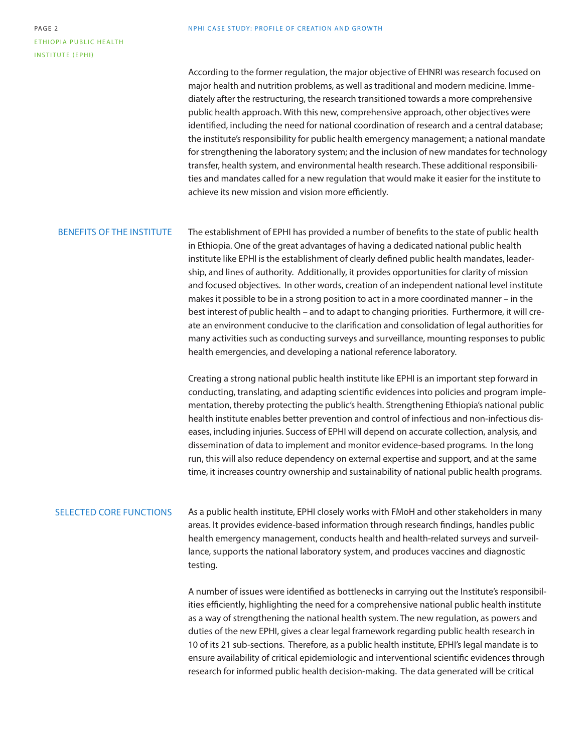According to the former regulation, the major objective of EHNRI was research focused on major health and nutrition problems, as well as traditional and modern medicine. Immediately after the restructuring, the research transitioned towards a more comprehensive public health approach. With this new, comprehensive approach, other objectives were identified, including the need for national coordination of research and a central database; the institute's responsibility for public health emergency management; a national mandate for strengthening the laboratory system; and the inclusion of new mandates for technology transfer, health system, and environmental health research. These additional responsibilities and mandates called for a new regulation that would make it easier for the institute to achieve its new mission and vision more efficiently.

## BENEFITS OF THE INSTITUTE

The establishment of EPHI has provided a number of benefits to the state of public health in Ethiopia. One of the great advantages of having a dedicated national public health institute like EPHI is the establishment of clearly defined public health mandates, leadership, and lines of authority. Additionally, it provides opportunities for clarity of mission and focused objectives. In other words, creation of an independent national level institute makes it possible to be in a strong position to act in a more coordinated manner – in the best interest of public health – and to adapt to changing priorities. Furthermore, it will create an environment conducive to the clarification and consolidation of legal authorities for many activities such as conducting surveys and surveillance, mounting responses to public health emergencies, and developing a national reference laboratory.

Creating a strong national public health institute like EPHI is an important step forward in conducting, translating, and adapting scientific evidences into policies and program implementation, thereby protecting the public's health. Strengthening Ethiopia's national public health institute enables better prevention and control of infectious and non-infectious diseases, including injuries. Success of EPHI will depend on accurate collection, analysis, and dissemination of data to implement and monitor evidence-based programs. In the long run, this will also reduce dependency on external expertise and support, and at the same time, it increases country ownership and sustainability of national public health programs.

## SELECTED CORE FUNCTIONS

As a public health institute, EPHI closely works with FMoH and other stakeholders in many areas. It provides evidence-based information through research findings, handles public health emergency management, conducts health and health-related surveys and surveillance, supports the national laboratory system, and produces vaccines and diagnostic testing.

A number of issues were identified as bottlenecks in carrying out the Institute's responsibilities efficiently, highlighting the need for a comprehensive national public health institute as a way of strengthening the national health system. The new regulation, as powers and duties of the new EPHI, gives a clear legal framework regarding public health research in 10 of its 21 sub-sections. Therefore, as a public health institute, EPHI's legal mandate is to ensure availability of critical epidemiologic and interventional scientific evidences through research for informed public health decision-making. The data generated will be critical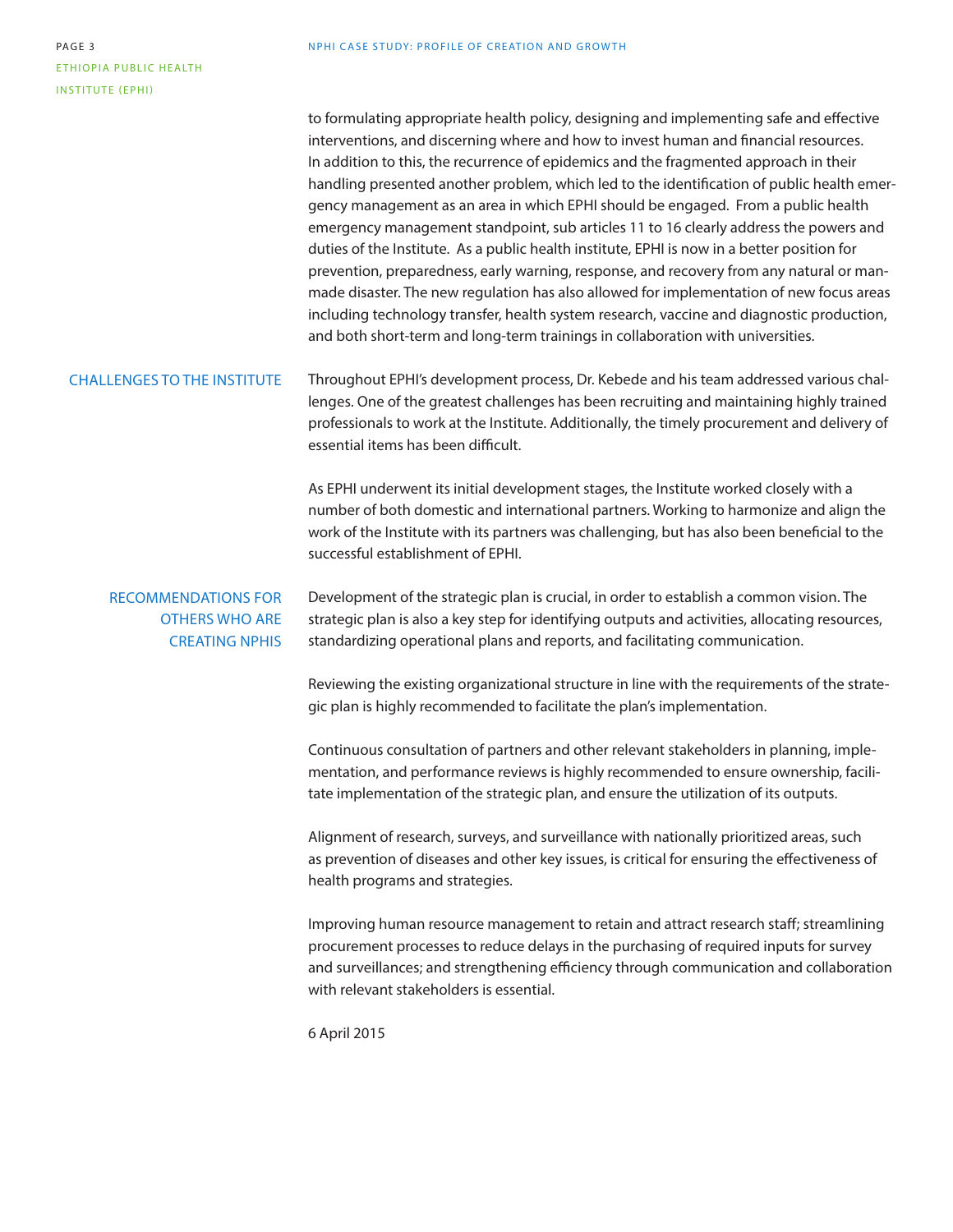to formulating appropriate health policy, designing and implementing safe and effective interventions, and discerning where and how to invest human and financial resources. In addition to this, the recurrence of epidemics and the fragmented approach in their handling presented another problem, which led to the identification of public health emergency management as an area in which EPHI should be engaged. From a public health emergency management standpoint, sub articles 11 to 16 clearly address the powers and duties of the Institute. As a public health institute, EPHI is now in a better position for prevention, preparedness, early warning, response, and recovery from any natural or man-made disaster. The new regulation has also allowed for implementation of new focus areas including technology transfer, health system research, vaccine and diagnostic production, and both short-term and long-term trainings in collaboration with universities.

## CHALLENGES TO THE INSTITUTE

Throughout EPHI's development process, Dr. Kebede and his team addressed various challenges. One of the greatest challenges has been recruiting and maintaining highly trained professionals to work at the Institute. Additionally, the timely procurement and delivery of essential items has been difficult.

As EPHI underwent its initial development stages, the Institute worked closely with a number of both domestic and international partners. Working to harmonize and align the work of the Institute with its partners was challenging, but has also been beneficial to the successful establishment of EPHI.

## RECOMMENDATIONS FOR OTHERS WHO ARE CREATING NPHIS

Development of the strategic plan is crucial, in order to establish a common vision. The strategic plan is also a key step for identifying outputs and activities, allocating resources, standardizing operational plans and reports, and facilitating communication.

Reviewing the existing organizational structure in line with the requirements of the strategic plan is highly recommended to facilitate the plan's implementation.

Continuous consultation of partners and other relevant stakeholders in planning, implementation, and performance reviews is highly recommended to ensure ownership, facilitate implementation of the strategic plan, and ensure the utilization of its outputs.

Alignment of research, surveys, and surveillance with nationally prioritized areas, such as prevention of diseases and other key issues, is critical for ensuring the effectiveness of health programs and strategies.

Improving human resource management to retain and attract research staff; streamlining procurement processes to reduce delays in the purchasing of required inputs for survey and surveillances; and strengthening efficiency through communication and collaboration with relevant stakeholders is essential.

6 April 2015